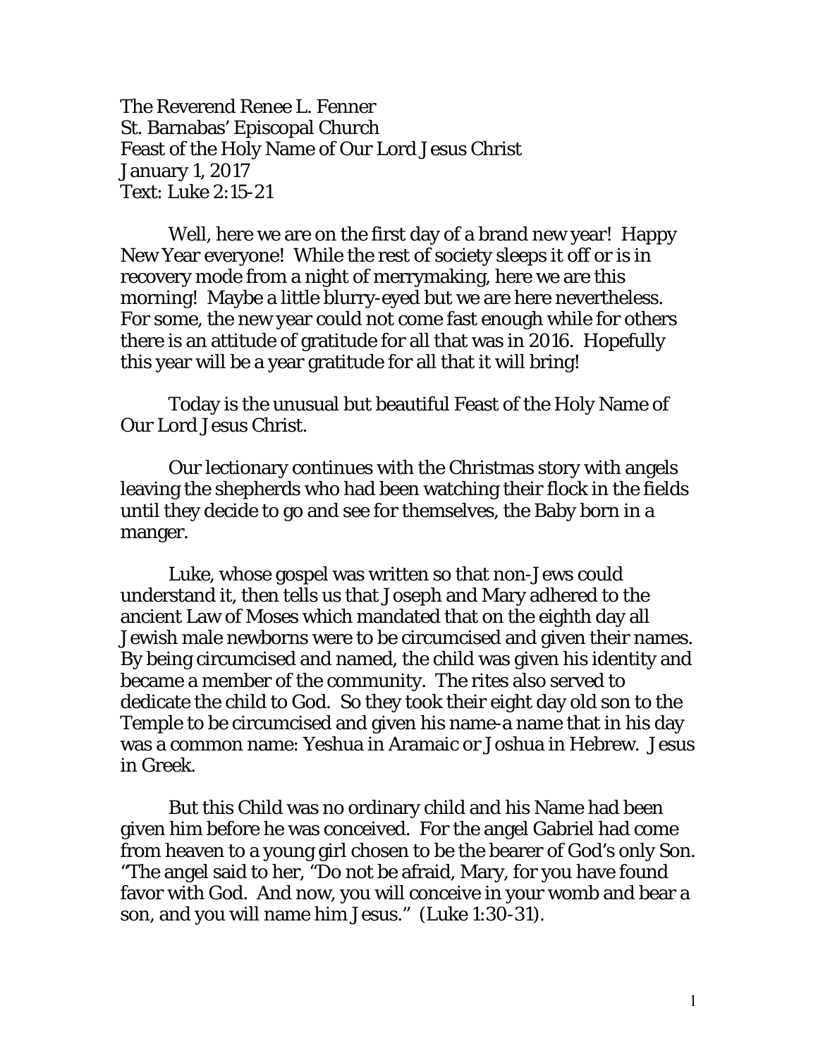The Reverend Renee L. Fenner
St. Barnabas' Episcopal Church
Feast of the Holy Name of Our Lord Jesus Christ
January 1, 2017
Text: Luke 2:15-21

Well, here we are on the first day of a brand new year! Happy New Year everyone! While the rest of society sleeps it off or is in recovery mode from a night of merrymaking, here we are this morning! Maybe a little blurry-eyed but we are here nevertheless. For some, the new year could not come fast enough while for others there is an attitude of gratitude for all that was in 2016. Hopefully this year will be a year gratitude for all that it will bring!

Today is the unusual but beautiful Feast of the Holy Name of Our Lord Jesus Christ.

Our lectionary continues with the Christmas story with angels leaving the shepherds who had been watching their flock in the fields until they decide to go and see for themselves, the Baby born in a manger.

Luke, whose gospel was written so that non-Jews could understand it, then tells us that Joseph and Mary adhered to the ancient Law of Moses which mandated that on the eighth day all Jewish male newborns were to be circumcised and given their names. By being circumcised and named, the child was given his identity and became a member of the community. The rites also served to dedicate the child to God. So they took their eight day old son to the Temple to be circumcised and given his name-a name that in his day was a common name: Yeshua in Aramaic or Joshua in Hebrew. Jesus in Greek.

But this Child was no ordinary child and his Name had been given him before he was conceived. For the angel Gabriel had come from heaven to a young girl chosen to be the bearer of God's only Son. "The angel said to her, "Do not be afraid, Mary, for you have found favor with God. And now, you will conceive in your womb and bear a son, and you will name him Jesus." (Luke 1:30-31).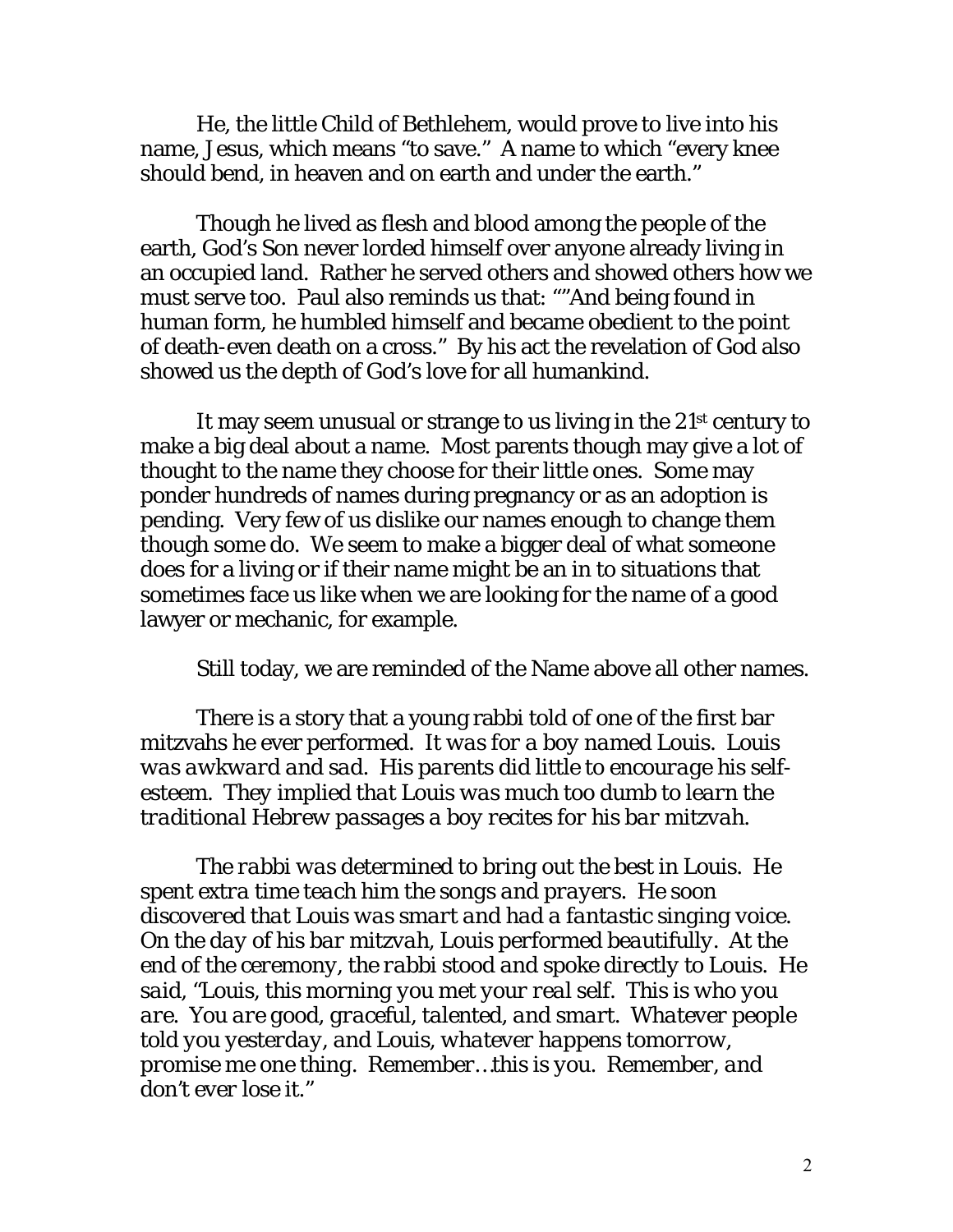He, the little Child of Bethlehem, would prove to live into his name, Jesus, which means "to save." A name to which "every knee should bend, in heaven and on earth and under the earth."

Though he lived as flesh and blood among the people of the earth, God's Son never lorded himself over anyone already living in an occupied land. Rather he served others and showed others how we must serve too. Paul also reminds us that: ""And being found in human form, he humbled himself and became obedient to the point of death-even death on a cross." By his act the revelation of God also showed us the depth of God's love for all humankind.

It may seem unusual or strange to us living in the 21st century to make a big deal about a name. Most parents though may give a lot of thought to the name they choose for their little ones. Some may ponder hundreds of names during pregnancy or as an adoption is pending. Very few of us dislike our names enough to change them though some do. We seem to make a bigger deal of what someone does for a living or if their name might be an in to situations that sometimes face us like when we are looking for the name of a good lawyer or mechanic, for example.

Still today, we are reminded of the Name above all other names.

There is a story that a young rabbi told of one of the first bar mitzvahs he ever performed. *It was for a boy named Louis. Louis was awkward and sad. His parents did little to encourage his self-esteem. They implied that Louis was much too dumb to learn the traditional Hebrew passages a boy recites for his bar mitzvah.*

*The rabbi was determined to bring out the best in Louis. He spent extra time teach him the songs and prayers. He soon discovered that Louis was smart and had a fantastic singing voice. On the day of his bar mitzvah, Louis performed beautifully. At the end of the ceremony, the rabbi stood and spoke directly to Louis. He said, "Louis, this morning you met your real self. This is who you are. You are good, graceful, talented, and smart. Whatever people told you yesterday, and Louis, whatever happens tomorrow, promise me one thing. Remember…this is you. Remember, and don't ever lose it."*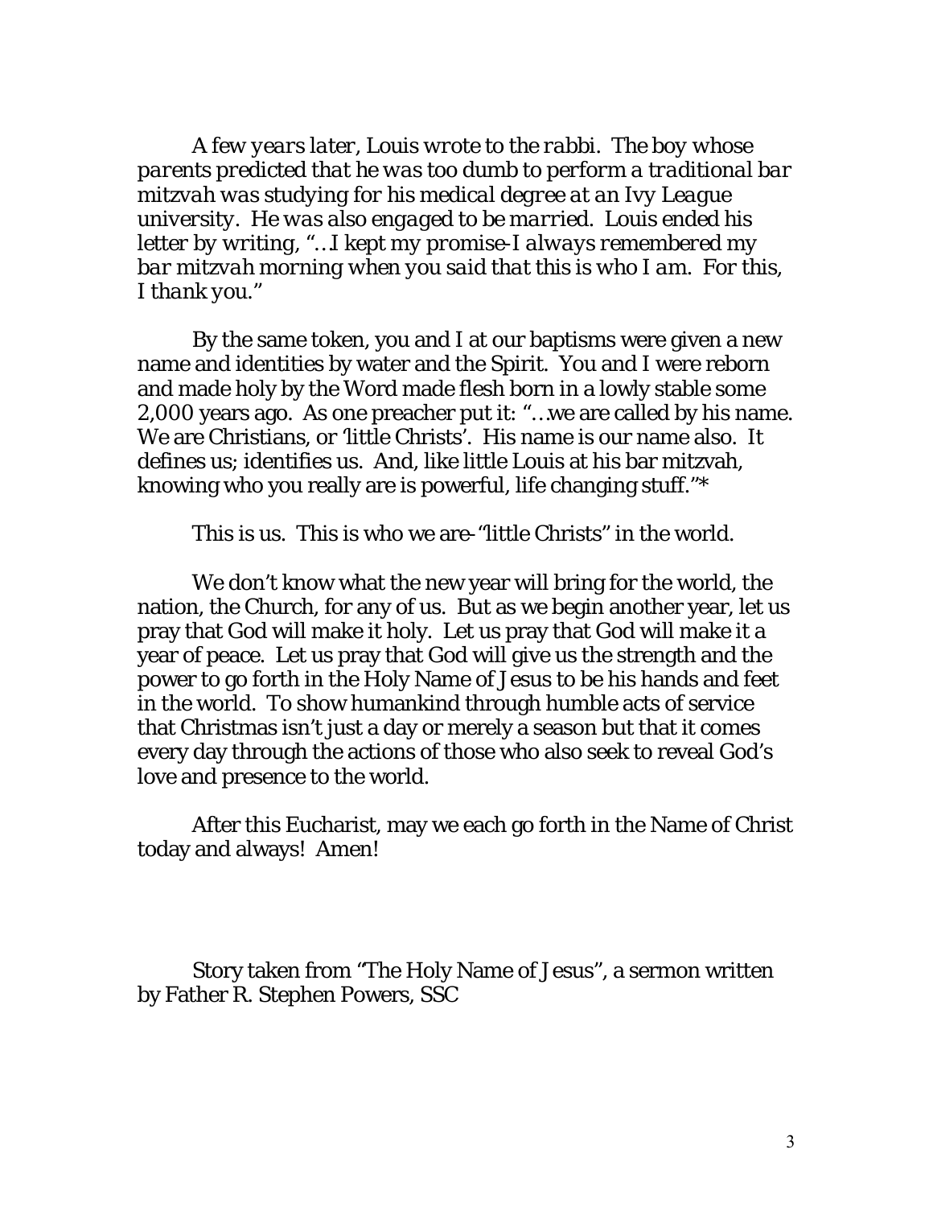*A few years later, Louis wrote to the rabbi. The boy whose parents predicted that he was too dumb to perform a traditional bar mitzvah was studying for his medical degree at an Ivy League university. He was also engaged to be married.* Louis ended his letter by writing, "*…I kept my promise-I always remembered my bar mitzvah morning when you said that this is who I am. For this, I thank you.*"

By the same token, you and I at our baptisms were given a new name and identities by water and the Spirit. You and I were reborn and made holy by the Word made flesh born in a lowly stable some 2,000 years ago. As one preacher put it: "…we are called by his name. We are Christians, or 'little Christs'. His name is our name also. It defines us; identifies us. And, like little Louis at his bar mitzvah, knowing who you really are is powerful, life changing stuff."*

This is us. This is who we are-"little Christs" in the world.

We don't know what the new year will bring for the world, the nation, the Church, for any of us. But as we begin another year, let us pray that God will make it holy. Let us pray that God will make it a year of peace. Let us pray that God will give us the strength and the power to go forth in the Holy Name of Jesus to be his hands and feet in the world. To show humankind through humble acts of service that Christmas isn't just a day or merely a season but that it comes every day through the actions of those who also seek to reveal God's love and presence to the world.

After this Eucharist, may we each go forth in the Name of Christ today and always! Amen!

Story taken from "The Holy Name of Jesus", a sermon written by Father R. Stephen Powers, SSC